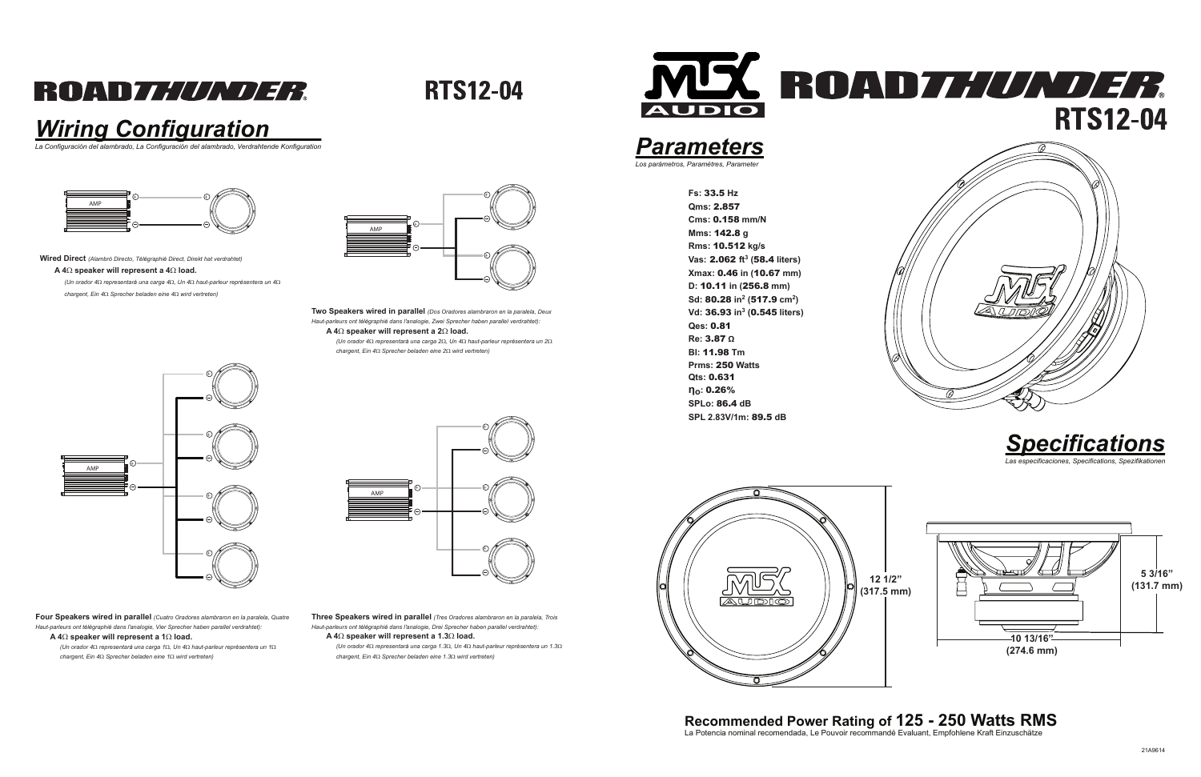# ROADTHUNDER RTS12-04

## Wiring Configuration

*La Configuración del alambrado, La Configuración del alambrado, Verdrahtende Konfiguration*

**Wired Direct** *(Alambró Directo, Télégraphié Direct, Direkt hat verdrahtet)*

**A 4Ω speaker will represent a 4Ω load.**

*(Un orador 4Ω representará una carga 4Ω, Un 4Ω haut-parleur représentera un 4Ω chargent, Ein 4Ω Sprecher beladen eine 4Ω wird vertreten)*

**Two Speakers wired in parallel** *(Dos Oradores alambraron en la paralela, Deux Haut-parleurs ont télégraphié dans l'analogie, Zwei Sprecher haben parallel verdrahtet):*

**A 4Ω speaker will represent a 2Ω load.**

*(Un orador 4Ω representará una carga 2Ω, Un 4Ω haut-parleur représentera un 2Ω chargent, Ein 4Ω Sprecher beladen eine 2Ω wird vertreten)*

**Four Speakers wired in parallel** *(Cuatro Oradores alambraron en la paralela, Quatre Haut-parleurs ont télégraphié dans l'analogie, Vier Sprecher haben parallel verdrahtet):*

**A 4Ω speaker will represent a 1Ω load.**

*(Un orador 4Ω representará una carga 1Ω, Un 4Ω haut-parleur représentera un 1Ω chargent, Ein 4Ω Sprecher beladen eine 1Ω wird vertreten)*

**Three Speakers wired in parallel** *(Tres Oradores alambraron en la paralela, Trois Haut-parleurs ont télégraphié dans l'analogie, Drei Sprecher haben parallel verdrahtet):*

**A 4Ω speaker will represent a 1.3Ω load.**

*(Un orador 4Ω representará una carga 1.3Ω, Un 4Ω haut-parleur représentera un 1.3Ω chargent, Ein 4Ω Sprecher beladen eine 1.3Ω wird vertreten)*

# MTX AUDIO ROADTHUNDER RTS12-04

## Parameters

*Los parámetros, Paramètres, Parameter*

**Fs:** 33.5 **Hz**
**Qms:** 2.857
**Cms:** 0.158 **mm/N**
**Mms:** 142.8 **g**
**Rms:** 10.512 **kg/s**
**Vas:** 2.062 **ft$^3$** (58.4 **liters**)
**Xmax:** 0.46 **in** (10.67 **mm**)
**D:** 10.11 **in** (256.8 **mm**)
**Sd:** 80.28 **in$^2$** (517.9 **cm$^2$**)
**Vd:** 36.93 **in$^3$** (0.545 **liters**)
**Qes:** 0.81
**Re:** 3.87 **Ω**
**Bl:** 11.98 **Tm**
**Prms:** 250 **Watts**
**Qts:** 0.631
**$\eta_O$:** 0.26%
**SPLo:** 86.4 **dB**
**SPL 2.83V/1m:** 89.5 **dB**

## Specifications

*Las especificaciones, Specifications, Spezifikationen*

12 1/2" (317.5 mm)

5 3/16" (131.7 mm)

10 13/16" (274.6 mm)

**Recommended Power Rating of 125 - 250 Watts RMS**

La Potencia nominal recomendada, Le Pouvoir recommandé Evaluant, Empfohlene Kraft Einzuschätze

21A9614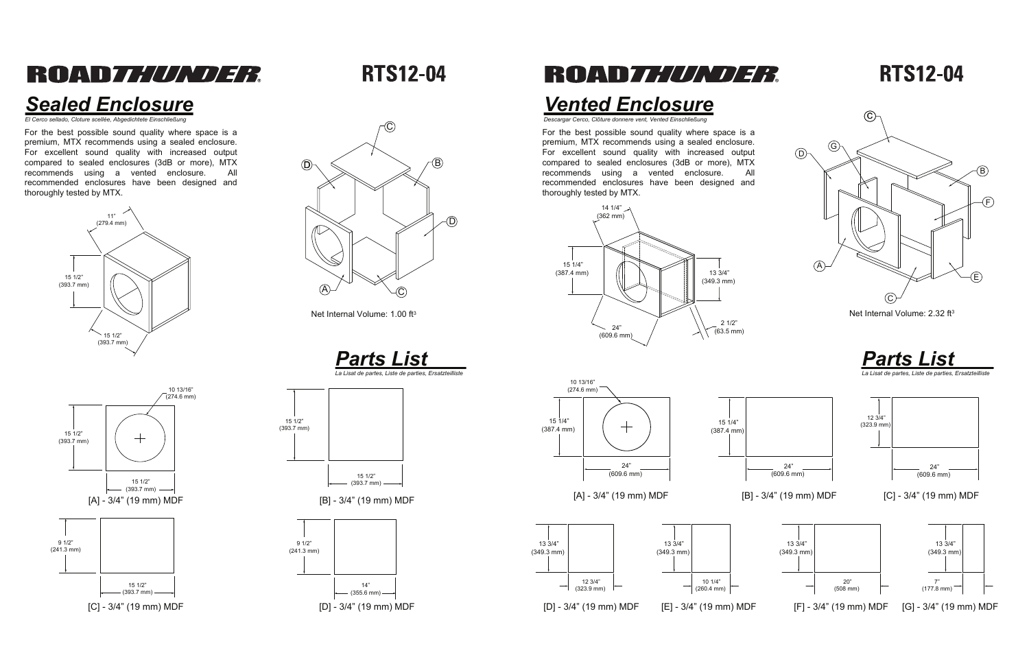# ROADTHUNDER

# RTS12-04

## *Sealed Enclosure*

*El Cerco sellado, Cloture scellée, Abgedichtete Einschließung*

For the best possible sound quality where space is a premium, MTX recommends using a sealed enclosure. For excellent sound quality with increased output compared to sealed enclosures (3dB or more), MTX recommends using a vented enclosure. All recommended enclosures have been designed and thoroughly tested by MTX.

11" (279.4 mm)

15 1/2" (393.7 mm)

15 1/2" (393.7 mm)

C, D, B, D, A, C

Net Internal Volume: 1.00 ft³

## *Parts List*

*La Lisat de partes, Liste de parties, Ersatzteilliste*

10 13/16" (274.6 mm)

15 1/2" (393.7 mm)

15 1/2" (393.7 mm)

[A] - 3/4" (19 mm) MDF

15 1/2" (393.7 mm)

15 1/2" (393.7 mm)

[B] - 3/4" (19 mm) MDF

9 1/2" (241.3 mm)

15 1/2" (393.7 mm)

[C] - 3/4" (19 mm) MDF

9 1/2" (241.3 mm)

14" (355.6 mm)

[D] - 3/4" (19 mm) MDF

# ROADTHUNDER

# RTS12-04

## *Vented Enclosure*

*Descargar Cerco, Clôture donnere vent, Vented Einschließung*

For the best possible sound quality where space is a premium, MTX recommends using a sealed enclosure. For excellent sound quality with increased output compared to sealed enclosures (3dB or more), MTX recommends using a vented enclosure. All recommended enclosures have been designed and thoroughly tested by MTX.

14 1/4" (362 mm)

15 1/4" (387.4 mm)

13 3/4" (349.3 mm)

24" (609.6 mm)

2 1/2" (63.5 mm)

C, G, D, B, F, A, E, C

Net Internal Volume: 2.32 ft³

## *Parts List*

*La Lisat de partes, Liste de parties, Ersatzteilliste*

10 13/16" (274.6 mm)

15 1/4" (387.4 mm)

24" (609.6 mm)

[A] - 3/4" (19 mm) MDF

15 1/4" (387.4 mm)

24" (609.6 mm)

[B] - 3/4" (19 mm) MDF

12 3/4" (323.9 mm)

24" (609.6 mm)

[C] - 3/4" (19 mm) MDF

13 3/4" (349.3 mm)

12 3/4" (323.9 mm)

[D] - 3/4" (19 mm) MDF

13 3/4" (349.3 mm)

10 1/4" (260.4 mm)

[E] - 3/4" (19 mm) MDF

13 3/4" (349.3 mm)

20" (508 mm)

[F] - 3/4" (19 mm) MDF

13 3/4" (349.3 mm)

7" (177.8 mm)

[G] - 3/4" (19 mm) MDF